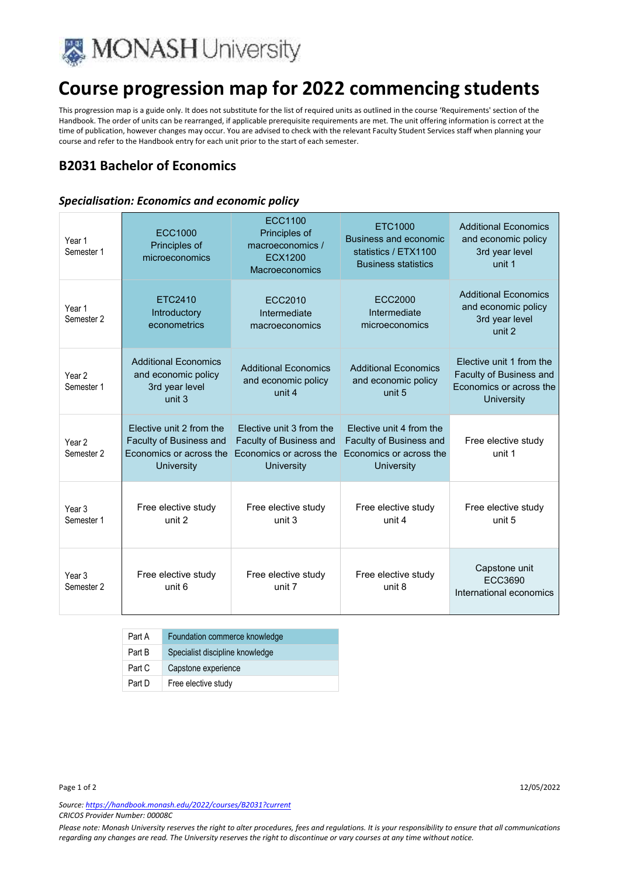# Course progression map for 2022 commencing students

This progression map is a guide only. It does not substitute for the list of required units as outlined in the course 'Requirements' section of the Handbook. The order of units can be rearranged, if applicable prerequisite requirements are met. The unit offering information is correct at the time of publication, however changes may occur. You are advised to check with the relevant Faculty Student Services staff when planning your course and refer to the Handbook entry for each unit prior to the start of each semester.

## B2031 Bachelor of Economics

### *Specialisation: Economics and economic policy*

| | | | | |
|---|---|---|---|---|
| Year 1 Semester 1 | ECC1000 Principles of microeconomics | ECC1100 Principles of macroeconomics / ECX1200 Macroeconomics | ETC1000 Business and economic statistics / ETX1100 Business statistics | Additional Economics and economic policy 3rd year level unit 1 |
| Year 1 Semester 2 | ETC2410 Introductory econometrics | ECC2010 Intermediate macroeconomics | ECC2000 Intermediate microeconomics | Additional Economics and economic policy 3rd year level unit 2 |
| Year 2 Semester 1 | Additional Economics and economic policy 3rd year level unit 3 | Additional Economics and economic policy unit 4 | Additional Economics and economic policy unit 5 | Elective unit 1 from the Faculty of Business and Economics or across the University |
| Year 2 Semester 2 | Elective unit 2 from the Faculty of Business and Economics or across the University | Elective unit 3 from the Faculty of Business and Economics or across the University | Elective unit 4 from the Faculty of Business and Economics or across the University | Free elective study unit 1 |
| Year 3 Semester 1 | Free elective study unit 2 | Free elective study unit 3 | Free elective study unit 4 | Free elective study unit 5 |
| Year 3 Semester 2 | Free elective study unit 6 | Free elective study unit 7 | Free elective study unit 8 | Capstone unit ECC3690 International economics |

| | |
|---|---|
| Part A | Foundation commerce knowledge |
| Part B | Specialist discipline knowledge |
| Part C | Capstone experience |
| Part D | Free elective study |

12/05/2022

*Source: https://handbook.monash.edu/2022/courses/B2031?current*
*CRICOS Provider Number: 00008C*

*Please note: Monash University reserves the right to alter procedures, fees and regulations. It is your responsibility to ensure that all communications regarding any changes are read. The University reserves the right to discontinue or vary courses at any time without notice.*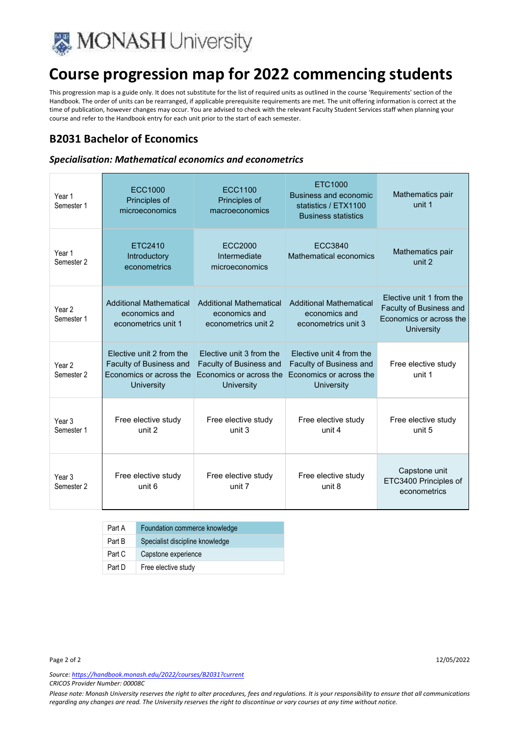# Course progression map for 2022 commencing students

This progression map is a guide only. It does not substitute for the list of required units as outlined in the course 'Requirements' section of the Handbook. The order of units can be rearranged, if applicable prerequisite requirements are met. The unit offering information is correct at the time of publication, however changes may occur. You are advised to check with the relevant Faculty Student Services staff when planning your course and refer to the Handbook entry for each unit prior to the start of each semester.

## B2031 Bachelor of Economics

### *Specialisation: Mathematical economics and econometrics*

| | | | | |
|---|---|---|---|---|
| Year 1 Semester 1 | ECC1000 Principles of microeconomics | ECC1100 Principles of macroeconomics | ETC1000 Business and economic statistics / ETX1100 Business statistics | Mathematics pair unit 1 |
| Year 1 Semester 2 | ETC2410 Introductory econometrics | ECC2000 Intermediate microeconomics | ECC3840 Mathematical economics | Mathematics pair unit 2 |
| Year 2 Semester 1 | Additional Mathematical economics and econometrics unit 1 | Additional Mathematical economics and econometrics unit 2 | Additional Mathematical economics and econometrics unit 3 | Elective unit 1 from the Faculty of Business and Economics or across the University |
| Year 2 Semester 2 | Elective unit 2 from the Faculty of Business and Economics or across the University | Elective unit 3 from the Faculty of Business and Economics or across the University | Elective unit 4 from the Faculty of Business and Economics or across the University | Free elective study unit 1 |
| Year 3 Semester 1 | Free elective study unit 2 | Free elective study unit 3 | Free elective study unit 4 | Free elective study unit 5 |
| Year 3 Semester 2 | Free elective study unit 6 | Free elective study unit 7 | Free elective study unit 8 | Capstone unit ETC3400 Principles of econometrics |

| | |
|---|---|
| Part A | Foundation commerce knowledge |
| Part B | Specialist discipline knowledge |
| Part C | Capstone experience |
| Part D | Free elective study |

12/05/2022

*Source: https://handbook.monash.edu/2022/courses/B2031?current*
*CRICOS Provider Number: 00008C*

*Please note: Monash University reserves the right to alter procedures, fees and regulations. It is your responsibility to ensure that all communications regarding any changes are read. The University reserves the right to discontinue or vary courses at any time without notice.*